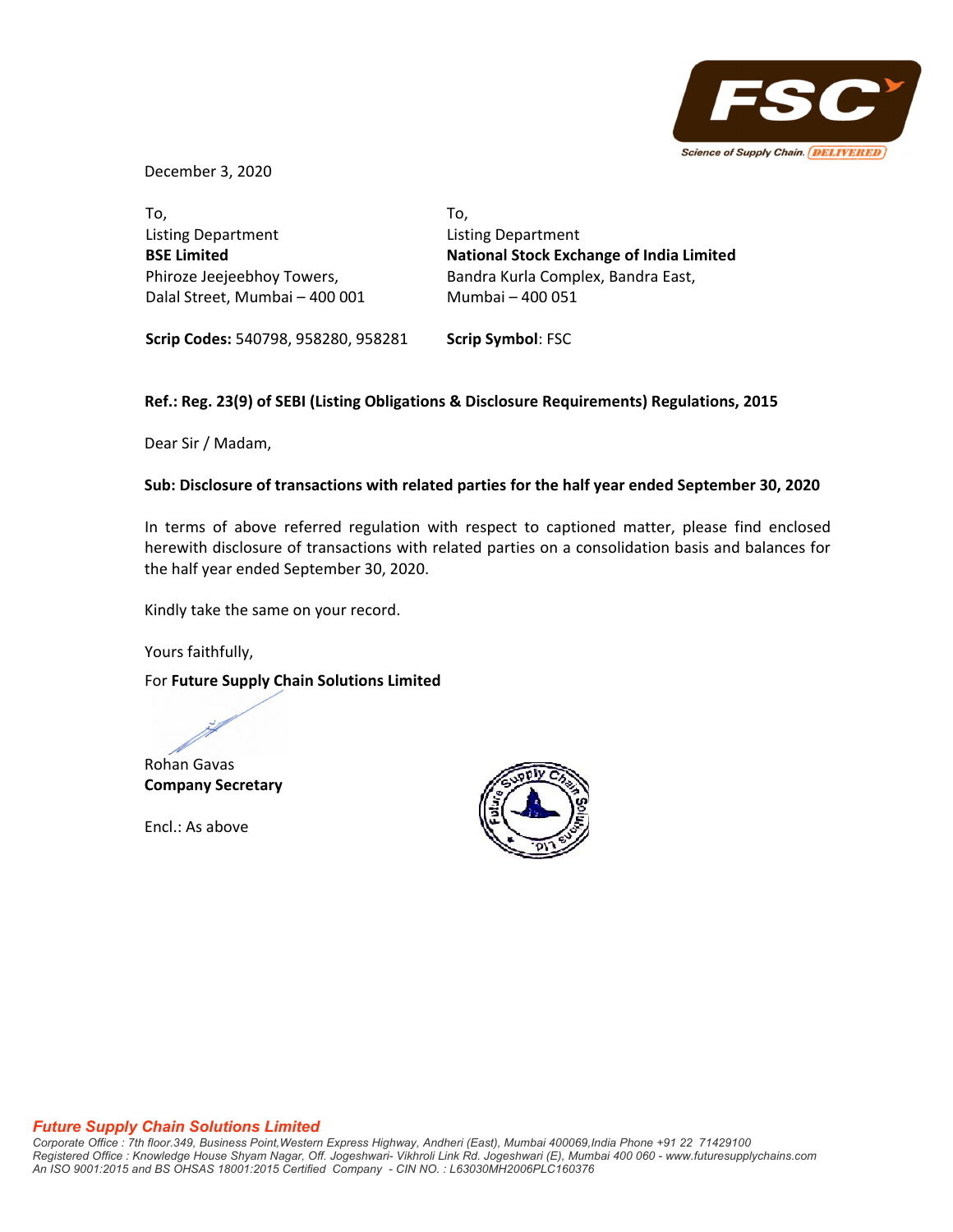December 3, 2020

To,
Listing Department
**BSE Limited**
Phiroze Jeejeebhoy Towers,
Dalal Street, Mumbai – 400 001

**Scrip Codes:** 540798, 958280, 958281

To,
Listing Department
**National Stock Exchange of India Limited**
Bandra Kurla Complex, Bandra East,
Mumbai – 400 051

**Scrip Symbol**: FSC

**Ref.: Reg. 23(9) of SEBI (Listing Obligations & Disclosure Requirements) Regulations, 2015**

Dear Sir / Madam,

**Sub: Disclosure of transactions with related parties for the half year ended September 30, 2020**

In terms of above referred regulation with respect to captioned matter, please find enclosed herewith disclosure of transactions with related parties on a consolidation basis and balances for the half year ended September 30, 2020.

Kindly take the same on your record.

Yours faithfully,

For **Future Supply Chain Solutions Limited**

Rohan Gavas
**Company Secretary**

Encl.: As above

***Future Supply Chain Solutions Limited***
*Corporate Office : 7th floor.349, Business Point,Western Express Highway, Andheri (East), Mumbai 400069,India Phone +91 22 71429100*
*Registered Office : Knowledge House Shyam Nagar, Off. Jogeshwari- Vikhroli Link Rd. Jogeshwari (E), Mumbai 400 060 - www.futuresupplychains.com*
*An ISO 9001:2015 and BS OHSAS 18001:2015 Certified Company - CIN NO. : L63030MH2006PLC160376*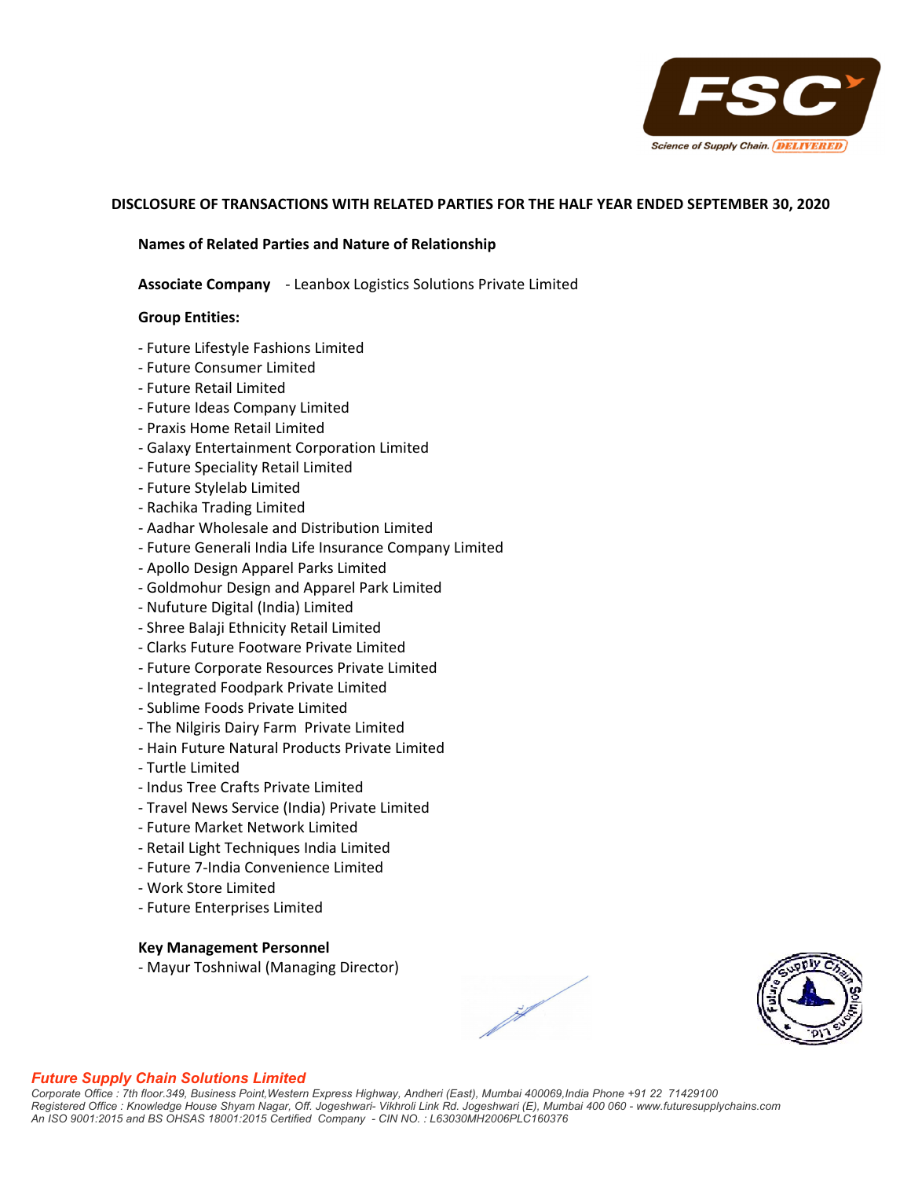## DISCLOSURE OF TRANSACTIONS WITH RELATED PARTIES FOR THE HALF YEAR ENDED SEPTEMBER 30, 2020

**Names of Related Parties and Nature of Relationship**

**Associate Company** - Leanbox Logistics Solutions Private Limited

**Group Entities:**

- Future Lifestyle Fashions Limited
- Future Consumer Limited
- Future Retail Limited
- Future Ideas Company Limited
- Praxis Home Retail Limited
- Galaxy Entertainment Corporation Limited
- Future Speciality Retail Limited
- Future Stylelab Limited
- Rachika Trading Limited
- Aadhar Wholesale and Distribution Limited
- Future Generali India Life Insurance Company Limited
- Apollo Design Apparel Parks Limited
- Goldmohur Design and Apparel Park Limited
- Nufuture Digital (India) Limited
- Shree Balaji Ethnicity Retail Limited
- Clarks Future Footware Private Limited
- Future Corporate Resources Private Limited
- Integrated Foodpark Private Limited
- Sublime Foods Private Limited
- The Nilgiris Dairy Farm Private Limited
- Hain Future Natural Products Private Limited
- Turtle Limited
- Indus Tree Crafts Private Limited
- Travel News Service (India) Private Limited
- Future Market Network Limited
- Retail Light Techniques India Limited
- Future 7-India Convenience Limited
- Work Store Limited
- Future Enterprises Limited

**Key Management Personnel**

- Mayur Toshniwal (Managing Director)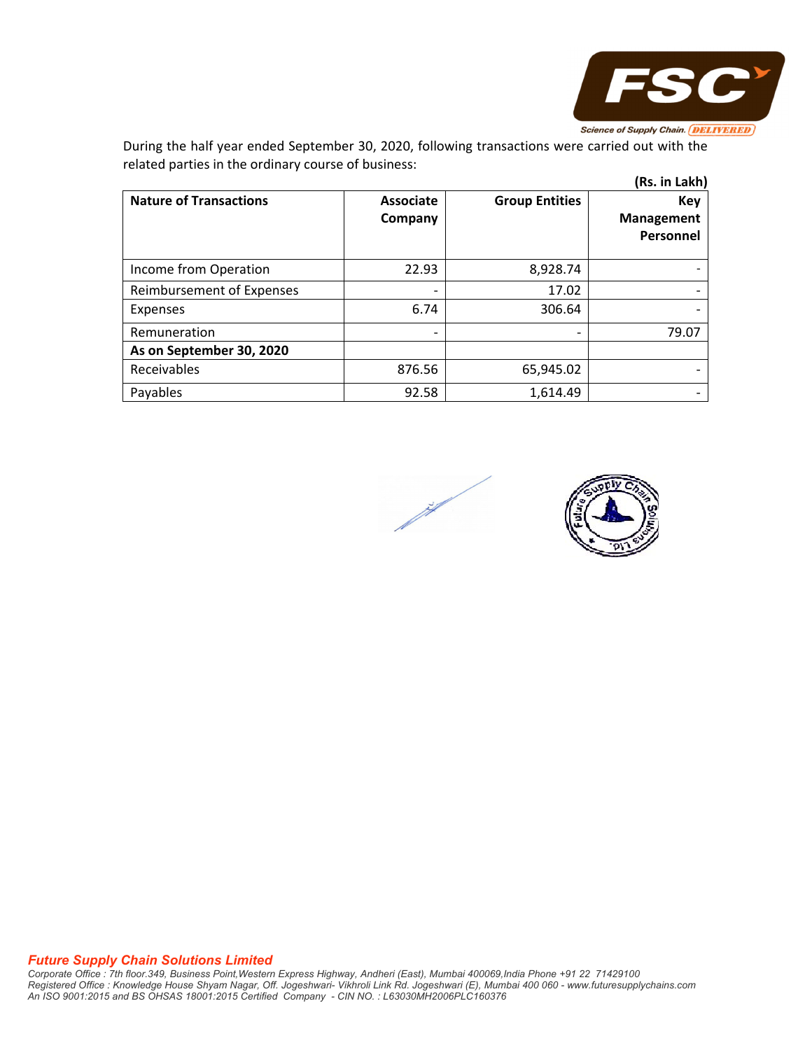During the half year ended September 30, 2020, following transactions were carried out with the related parties in the ordinary course of business:

**(Rs. in Lakh)**

| **Nature of Transactions** | **Associate Company** | **Group Entities** | **Key Management Personnel** |
|---|---|---|---|
| Income from Operation | 22.93 | 8,928.74 | - |
| Reimbursement of Expenses | - | 17.02 | - |
| Expenses | 6.74 | 306.64 | - |
| Remuneration | - | - | 79.07 |
| **As on September 30, 2020** | | | |
| Receivables | 876.56 | 65,945.02 | - |
| Payables | 92.58 | 1,614.49 | - |